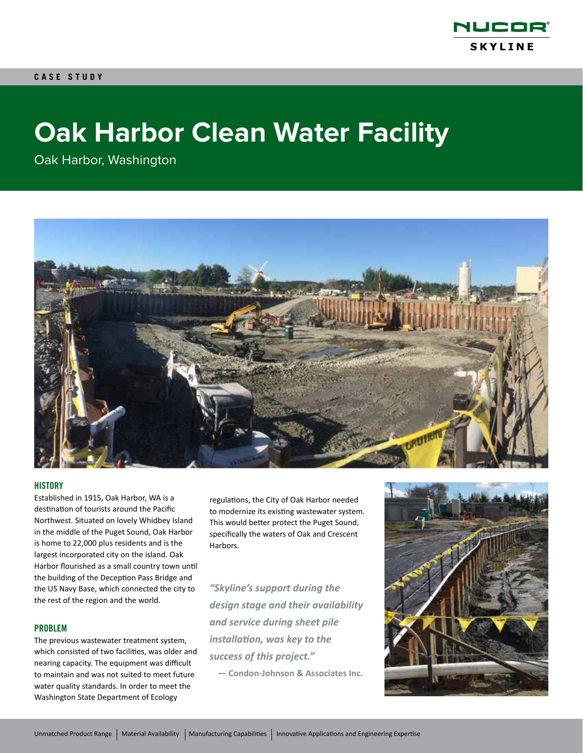CASE STUDY

# Oak Harbor Clean Water Facility

Oak Harbor, Washington

## HISTORY

Established in 1915, Oak Harbor, WA is a destination of tourists around the Pacific Northwest. Situated on lovely Whidbey Island in the middle of the Puget Sound, Oak Harbor is home to 22,000 plus residents and is the largest incorporated city on the island. Oak Harbor flourished as a small country town until the building of the Deception Pass Bridge and the US Navy Base, which connected the city to the rest of the region and the world.

## PROBLEM

The previous wastewater treatment system, which consisted of two facilities, was older and nearing capacity. The equipment was difficult to maintain and was not suited to meet future water quality standards. In order to meet the Washington State Department of Ecology regulations, the City of Oak Harbor needed to modernize its existing wastewater system. This would better protect the Puget Sound, specifically the waters of Oak and Crescent Harbors.

*"Skyline's support during the design stage and their availability and service during sheet pile installation, was key to the success of this project."*

**— Condon-Johnson & Associates Inc.**

Unmatched Product Range | Material Availability | Manufacturing Capabilities | Innovative Applications and Engineering Expertise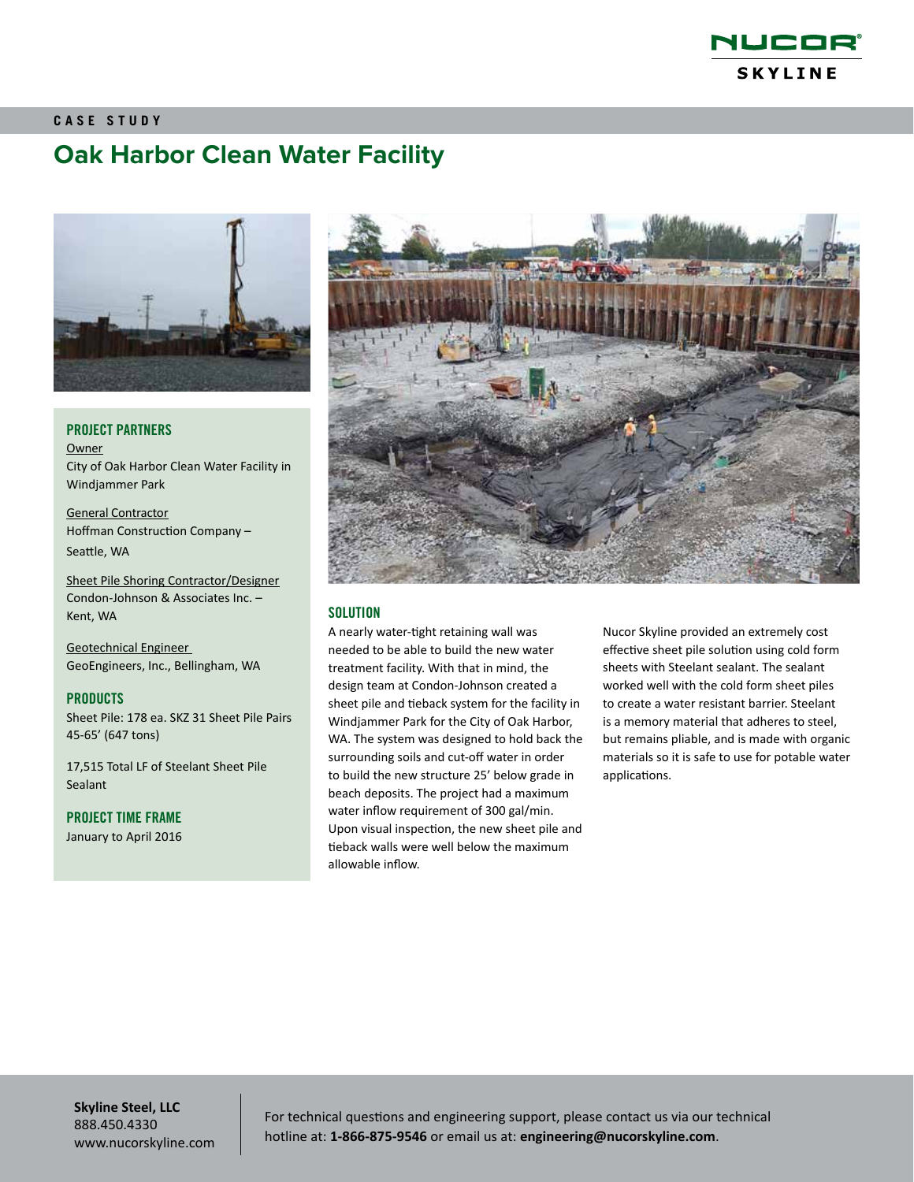CASE STUDY

# Oak Harbor Clean Water Facility

## PROJECT PARTNERS

Owner
City of Oak Harbor Clean Water Facility in Windjammer Park

General Contractor
Hoffman Construction Company – Seattle, WA

Sheet Pile Shoring Contractor/Designer
Condon-Johnson & Associates Inc. – Kent, WA

Geotechnical Engineer
GeoEngineers, Inc., Bellingham, WA

## PRODUCTS

Sheet Pile: 178 ea. SKZ 31 Sheet Pile Pairs 45-65' (647 tons)

17,515 Total LF of Steelant Sheet Pile Sealant

## PROJECT TIME FRAME

January to April 2016

## SOLUTION

A nearly water-tight retaining wall was needed to be able to build the new water treatment facility. With that in mind, the design team at Condon-Johnson created a sheet pile and tieback system for the facility in Windjammer Park for the City of Oak Harbor, WA. The system was designed to hold back the surrounding soils and cut-off water in order to build the new structure 25' below grade in beach deposits. The project had a maximum water inflow requirement of 300 gal/min. Upon visual inspection, the new sheet pile and tieback walls were well below the maximum allowable inflow.

Nucor Skyline provided an extremely cost effective sheet pile solution using cold form sheets with Steelant sealant. The sealant worked well with the cold form sheet piles to create a water resistant barrier. Steelant is a memory material that adheres to steel, but remains pliable, and is made with organic materials so it is safe to use for potable water applications.

**Skyline Steel, LLC**
888.450.4330
www.nucorskyline.com

For technical questions and engineering support, please contact us via our technical hotline at: **1-866-875-9546** or email us at: **engineering@nucorskyline.com**.